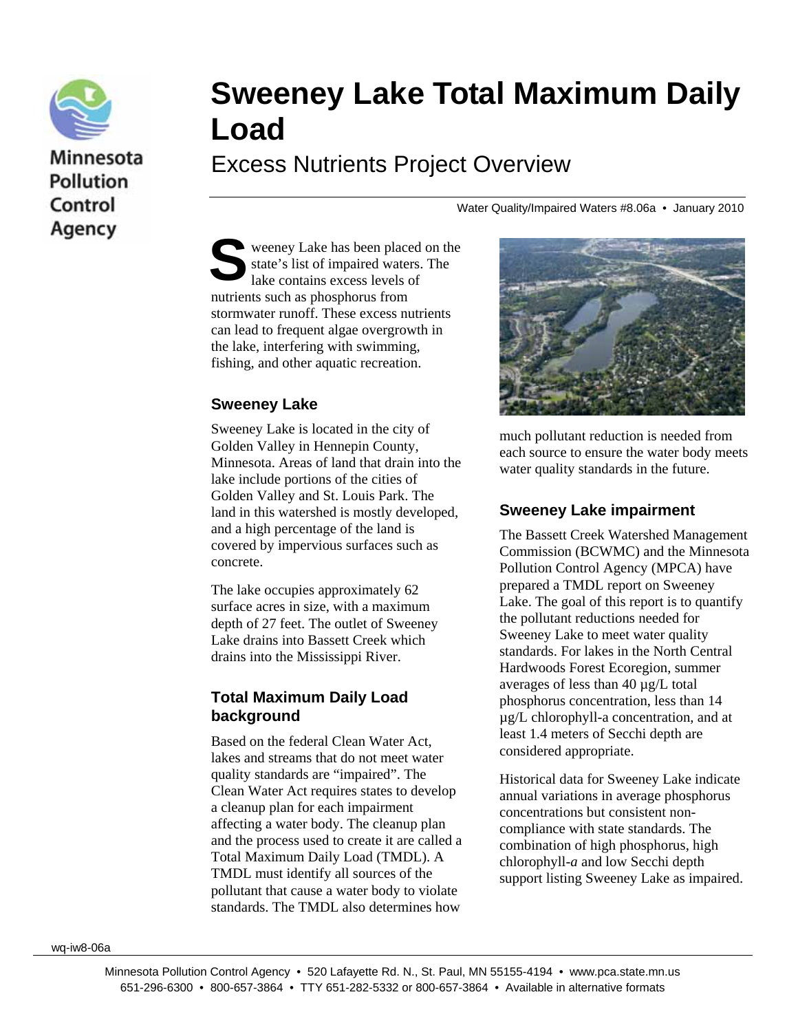// Minnesota Pollution Control Agency

# Sweeney Lake Total Maximum Daily Load

## Excess Nutrients Project Overview

Water Quality/Impaired Waters #8.06a • January 2010

Sweeney Lake has been placed on the state's list of impaired waters. The lake contains excess levels of nutrients such as phosphorus from stormwater runoff. These excess nutrients can lead to frequent algae overgrowth in the lake, interfering with swimming, fishing, and other aquatic recreation.

### Sweeney Lake

Sweeney Lake is located in the city of Golden Valley in Hennepin County, Minnesota. Areas of land that drain into the lake include portions of the cities of Golden Valley and St. Louis Park. The land in this watershed is mostly developed, and a high percentage of the land is covered by impervious surfaces such as concrete.

The lake occupies approximately 62 surface acres in size, with a maximum depth of 27 feet. The outlet of Sweeney Lake drains into Bassett Creek which drains into the Mississippi River.

### Total Maximum Daily Load background

Based on the federal Clean Water Act, lakes and streams that do not meet water quality standards are "impaired". The Clean Water Act requires states to develop a cleanup plan for each impairment affecting a water body. The cleanup plan and the process used to create it are called a Total Maximum Daily Load (TMDL). A TMDL must identify all sources of the pollutant that cause a water body to violate standards. The TMDL also determines how much pollutant reduction is needed from each source to ensure the water body meets water quality standards in the future.

### Sweeney Lake impairment

The Bassett Creek Watershed Management Commission (BCWMC) and the Minnesota Pollution Control Agency (MPCA) have prepared a TMDL report on Sweeney Lake. The goal of this report is to quantify the pollutant reductions needed for Sweeney Lake to meet water quality standards. For lakes in the North Central Hardwoods Forest Ecoregion, summer averages of less than 40 µg/L total phosphorus concentration, less than 14 µg/L chlorophyll-a concentration, and at least 1.4 meters of Secchi depth are considered appropriate.

Historical data for Sweeney Lake indicate annual variations in average phosphorus concentrations but consistent non-compliance with state standards. The combination of high phosphorus, high chlorophyll-*a* and low Secchi depth support listing Sweeney Lake as impaired.

wq-iw8-06a

Minnesota Pollution Control Agency • 520 Lafayette Rd. N., St. Paul, MN 55155-4194 • www.pca.state.mn.us
651-296-6300 • 800-657-3864 • TTY 651-282-5332 or 800-657-3864 • Available in alternative formats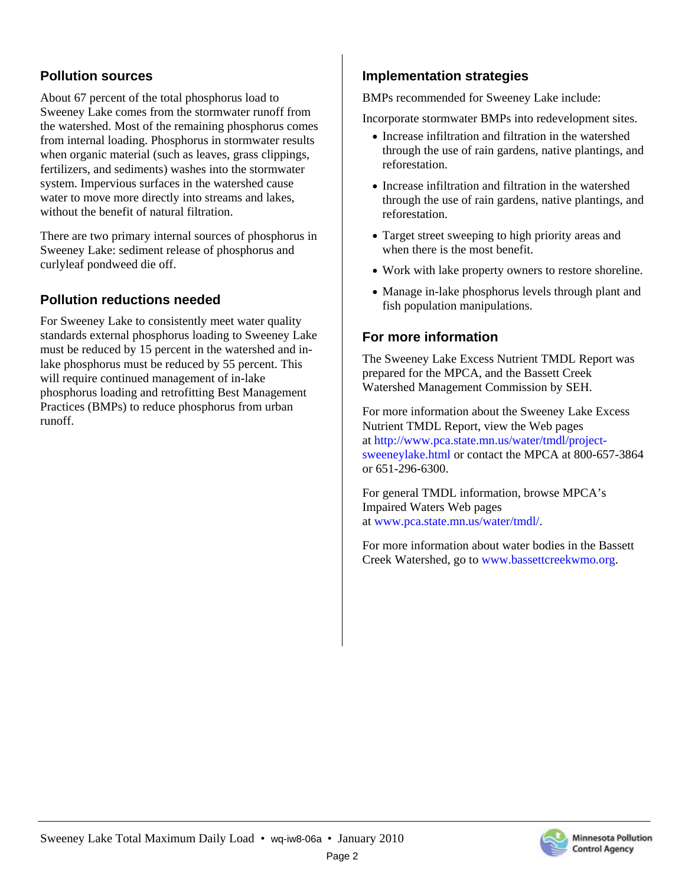## Pollution sources

About 67 percent of the total phosphorus load to Sweeney Lake comes from the stormwater runoff from the watershed. Most of the remaining phosphorus comes from internal loading. Phosphorus in stormwater results when organic material (such as leaves, grass clippings, fertilizers, and sediments) washes into the stormwater system. Impervious surfaces in the watershed cause water to move more directly into streams and lakes, without the benefit of natural filtration.

There are two primary internal sources of phosphorus in Sweeney Lake: sediment release of phosphorus and curlyleaf pondweed die off.

## Pollution reductions needed

For Sweeney Lake to consistently meet water quality standards external phosphorus loading to Sweeney Lake must be reduced by 15 percent in the watershed and in-lake phosphorus must be reduced by 55 percent. This will require continued management of in-lake phosphorus loading and retrofitting Best Management Practices (BMPs) to reduce phosphorus from urban runoff.

## Implementation strategies

BMPs recommended for Sweeney Lake include:

Incorporate stormwater BMPs into redevelopment sites.

- Increase infiltration and filtration in the watershed through the use of rain gardens, native plantings, and reforestation.
- Increase infiltration and filtration in the watershed through the use of rain gardens, native plantings, and reforestation.
- Target street sweeping to high priority areas and when there is the most benefit.
- Work with lake property owners to restore shoreline.
- Manage in-lake phosphorus levels through plant and fish population manipulations.

## For more information

The Sweeney Lake Excess Nutrient TMDL Report was prepared for the MPCA, and the Bassett Creek Watershed Management Commission by SEH.

For more information about the Sweeney Lake Excess Nutrient TMDL Report, view the Web pages at http://www.pca.state.mn.us/water/tmdl/project-sweeneylake.html or contact the MPCA at 800-657-3864 or 651-296-6300.

For general TMDL information, browse MPCA's Impaired Waters Web pages at www.pca.state.mn.us/water/tmdl/.

For more information about water bodies in the Bassett Creek Watershed, go to www.bassettcreekwmo.org.